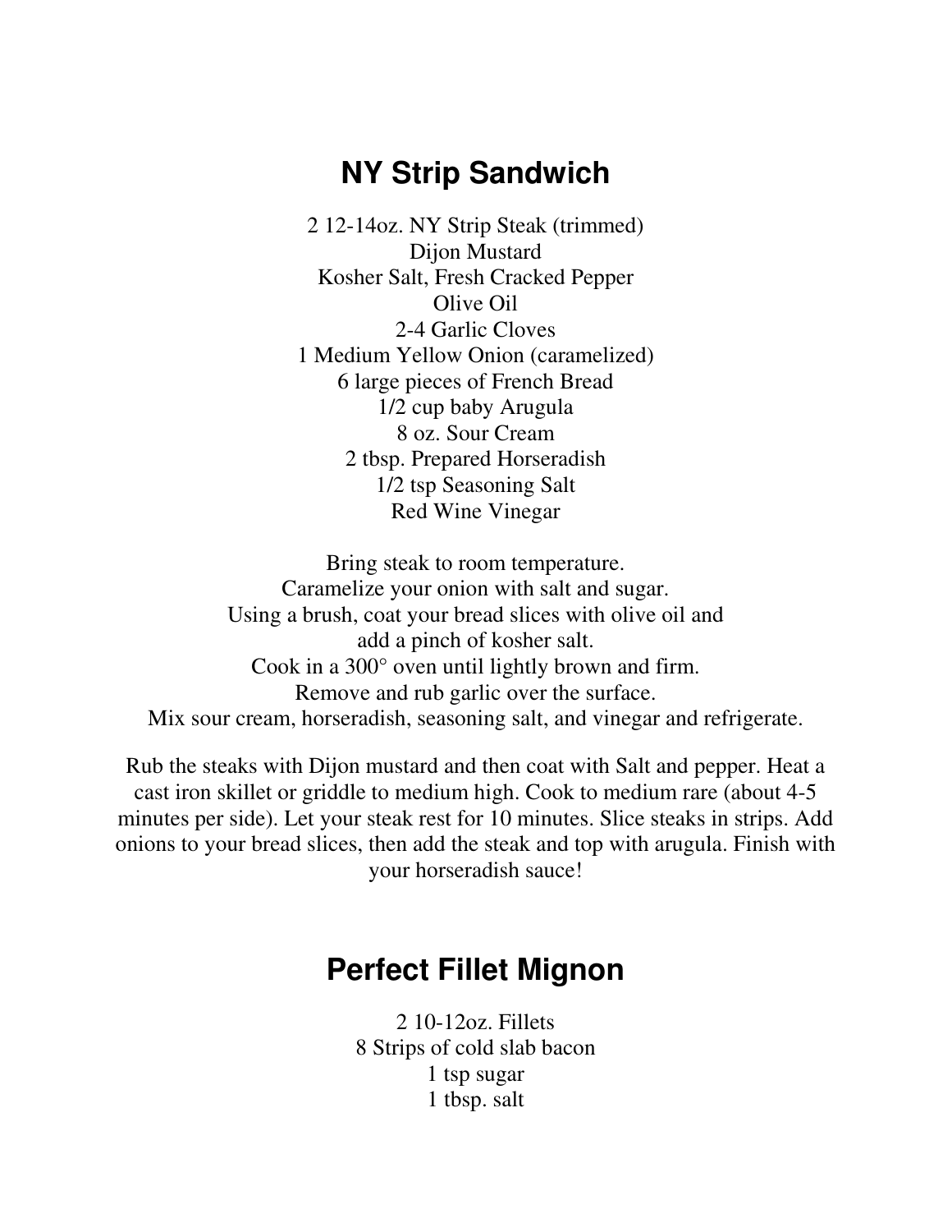## NY Strip Sandwich

2 12-14oz. NY Strip Steak (trimmed)
Dijon Mustard
Kosher Salt, Fresh Cracked Pepper
Olive Oil
2-4 Garlic Cloves
1 Medium Yellow Onion (caramelized)
6 large pieces of French Bread
1/2 cup baby Arugula
8 oz. Sour Cream
2 tbsp. Prepared Horseradish
1/2 tsp Seasoning Salt
Red Wine Vinegar

Bring steak to room temperature.
Caramelize your onion with salt and sugar.
Using a brush, coat your bread slices with olive oil and add a pinch of kosher salt.
Cook in a 300° oven until lightly brown and firm.
Remove and rub garlic over the surface.
Mix sour cream, horseradish, seasoning salt, and vinegar and refrigerate.

Rub the steaks with Dijon mustard and then coat with Salt and pepper. Heat a cast iron skillet or griddle to medium high. Cook to medium rare (about 4-5 minutes per side). Let your steak rest for 10 minutes. Slice steaks in strips. Add onions to your bread slices, then add the steak and top with arugula. Finish with your horseradish sauce!

## Perfect Fillet Mignon

2 10-12oz. Fillets
8 Strips of cold slab bacon
1 tsp sugar
1 tbsp. salt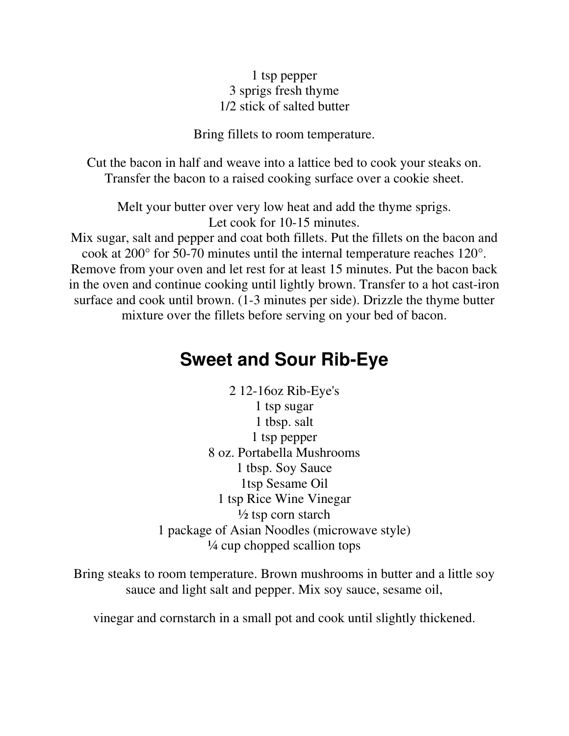1 tsp pepper
3 sprigs fresh thyme
1/2 stick of salted butter

Bring fillets to room temperature.

Cut the bacon in half and weave into a lattice bed to cook your steaks on. Transfer the bacon to a raised cooking surface over a cookie sheet.

Melt your butter over very low heat and add the thyme sprigs.
Let cook for 10-15 minutes.
Mix sugar, salt and pepper and coat both fillets. Put the fillets on the bacon and cook at 200° for 50-70 minutes until the internal temperature reaches 120°. Remove from your oven and let rest for at least 15 minutes. Put the bacon back in the oven and continue cooking until lightly brown. Transfer to a hot cast-iron surface and cook until brown. (1-3 minutes per side). Drizzle the thyme butter mixture over the fillets before serving on your bed of bacon.

## Sweet and Sour Rib-Eye

2 12-16oz Rib-Eye's
1 tsp sugar
1 tbsp. salt
1 tsp pepper
8 oz. Portabella Mushrooms
1 tbsp. Soy Sauce
1tsp Sesame Oil
1 tsp Rice Wine Vinegar
½ tsp corn starch
1 package of Asian Noodles (microwave style)
¼ cup chopped scallion tops

Bring steaks to room temperature. Brown mushrooms in butter and a little soy sauce and light salt and pepper. Mix soy sauce, sesame oil,

vinegar and cornstarch in a small pot and cook until slightly thickened.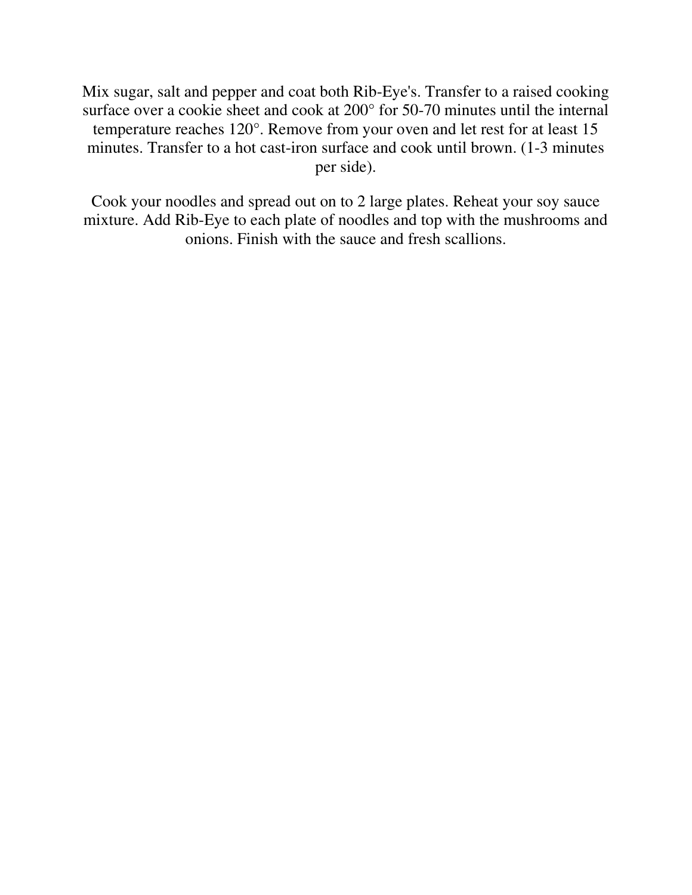Mix sugar, salt and pepper and coat both Rib-Eye's. Transfer to a raised cooking surface over a cookie sheet and cook at 200° for 50-70 minutes until the internal temperature reaches 120°. Remove from your oven and let rest for at least 15 minutes. Transfer to a hot cast-iron surface and cook until brown. (1-3 minutes per side).

Cook your noodles and spread out on to 2 large plates. Reheat your soy sauce mixture. Add Rib-Eye to each plate of noodles and top with the mushrooms and onions. Finish with the sauce and fresh scallions.